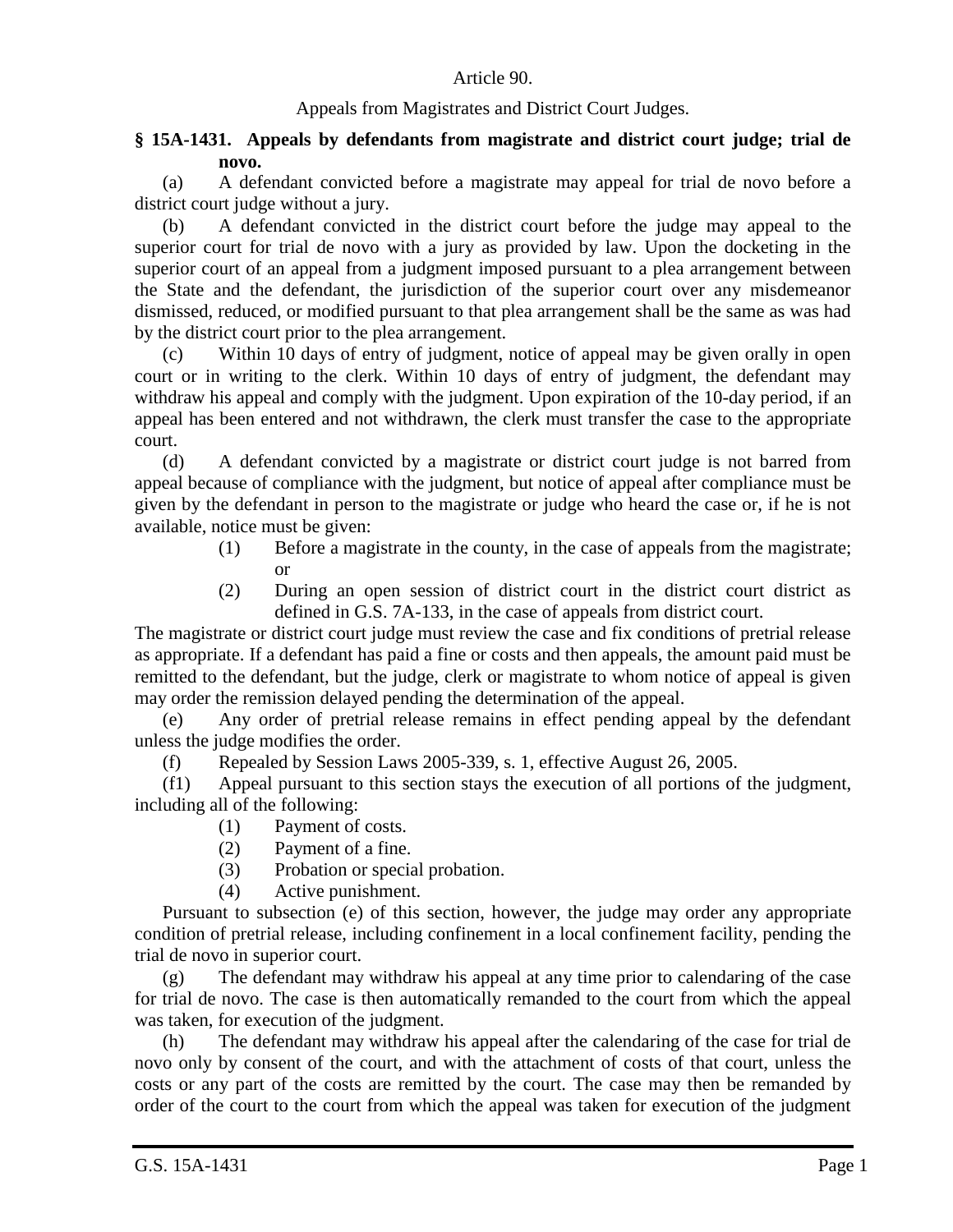Article 90.

Appeals from Magistrates and District Court Judges.

**§ 15A-1431. Appeals by defendants from magistrate and district court judge; trial de novo.**

(a) A defendant convicted before a magistrate may appeal for trial de novo before a district court judge without a jury.

(b) A defendant convicted in the district court before the judge may appeal to the superior court for trial de novo with a jury as provided by law. Upon the docketing in the superior court of an appeal from a judgment imposed pursuant to a plea arrangement between the State and the defendant, the jurisdiction of the superior court over any misdemeanor dismissed, reduced, or modified pursuant to that plea arrangement shall be the same as was had by the district court prior to the plea arrangement.

(c) Within 10 days of entry of judgment, notice of appeal may be given orally in open court or in writing to the clerk. Within 10 days of entry of judgment, the defendant may withdraw his appeal and comply with the judgment. Upon expiration of the 10-day period, if an appeal has been entered and not withdrawn, the clerk must transfer the case to the appropriate court.

(d) A defendant convicted by a magistrate or district court judge is not barred from appeal because of compliance with the judgment, but notice of appeal after compliance must be given by the defendant in person to the magistrate or judge who heard the case or, if he is not available, notice must be given:

- (1) Before a magistrate in the county, in the case of appeals from the magistrate; or
- (2) During an open session of district court in the district court district as defined in G.S. 7A-133, in the case of appeals from district court.

The magistrate or district court judge must review the case and fix conditions of pretrial release as appropriate. If a defendant has paid a fine or costs and then appeals, the amount paid must be remitted to the defendant, but the judge, clerk or magistrate to whom notice of appeal is given may order the remission delayed pending the determination of the appeal.

(e) Any order of pretrial release remains in effect pending appeal by the defendant unless the judge modifies the order.

(f) Repealed by Session Laws 2005-339, s. 1, effective August 26, 2005.

(f1) Appeal pursuant to this section stays the execution of all portions of the judgment, including all of the following:

- (1) Payment of costs.
- (2) Payment of a fine.
- (3) Probation or special probation.
- (4) Active punishment.

Pursuant to subsection (e) of this section, however, the judge may order any appropriate condition of pretrial release, including confinement in a local confinement facility, pending the trial de novo in superior court.

(g) The defendant may withdraw his appeal at any time prior to calendaring of the case for trial de novo. The case is then automatically remanded to the court from which the appeal was taken, for execution of the judgment.

(h) The defendant may withdraw his appeal after the calendaring of the case for trial de novo only by consent of the court, and with the attachment of costs of that court, unless the costs or any part of the costs are remitted by the court. The case may then be remanded by order of the court to the court from which the appeal was taken for execution of the judgment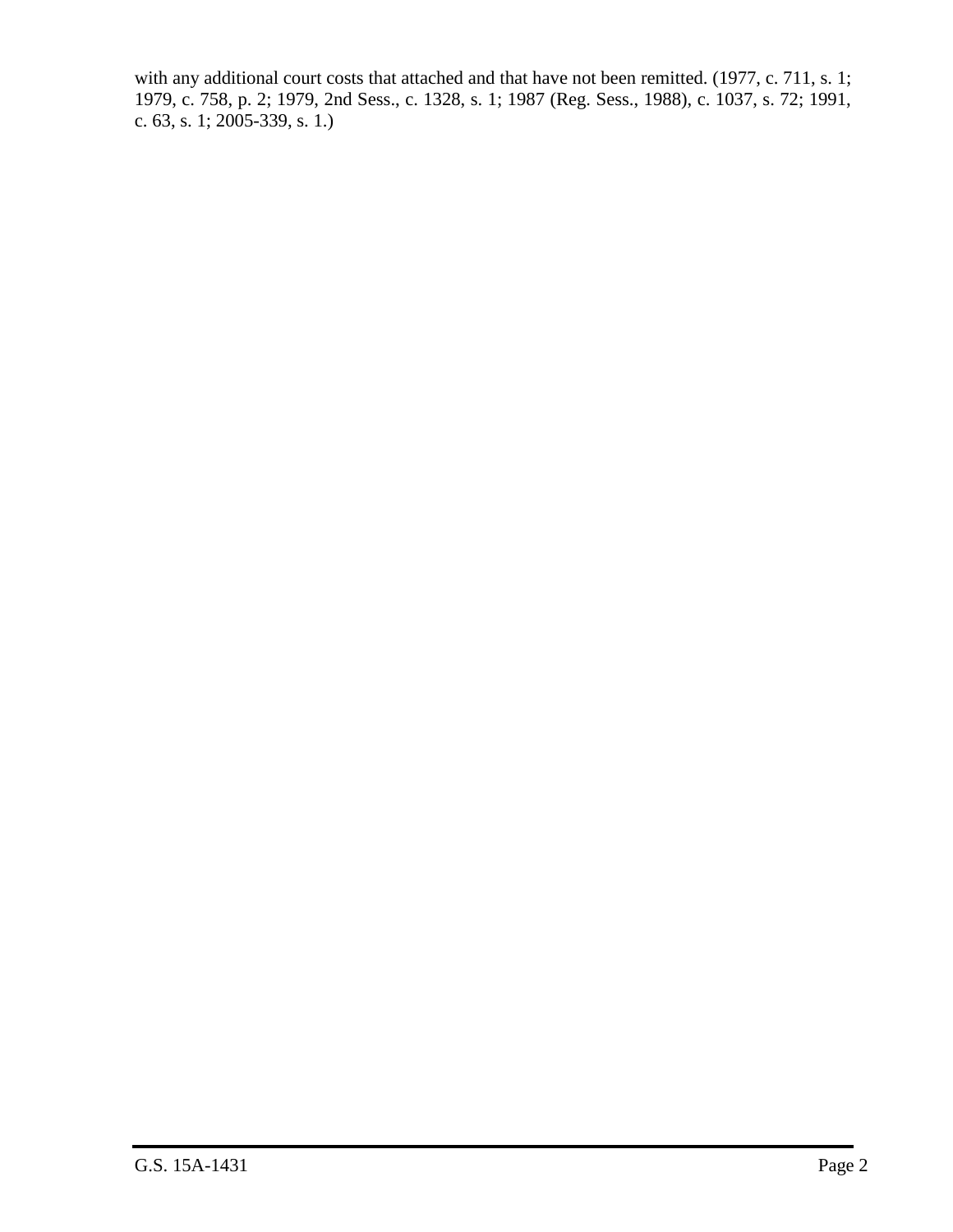with any additional court costs that attached and that have not been remitted. (1977, c. 711, s. 1; 1979, c. 758, p. 2; 1979, 2nd Sess., c. 1328, s. 1; 1987 (Reg. Sess., 1988), c. 1037, s. 72; 1991, c. 63, s. 1; 2005-339, s. 1.)